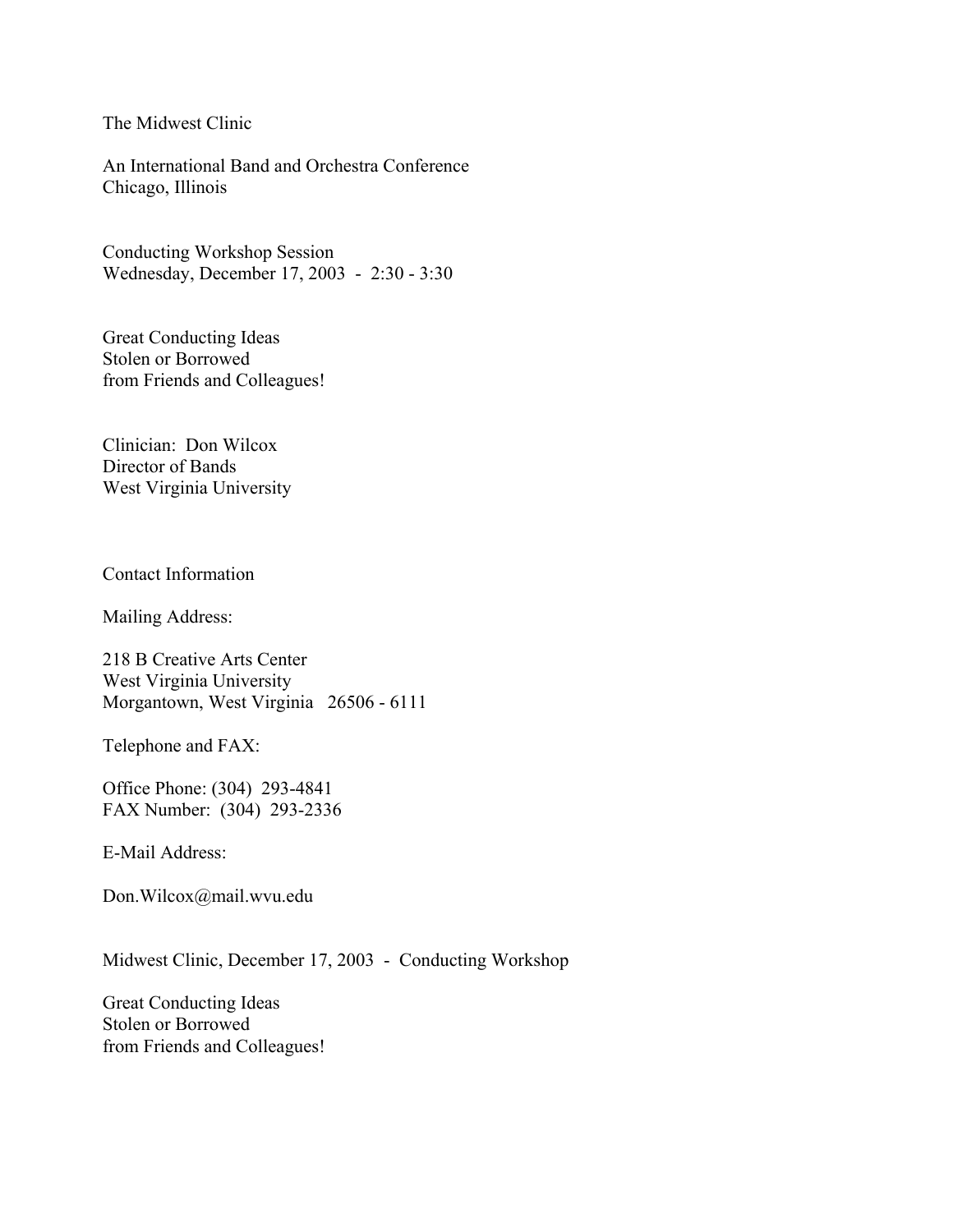The Midwest Clinic

An International Band and Orchestra Conference
Chicago, Illinois

Conducting Workshop Session
Wednesday, December 17, 2003 - 2:30 - 3:30

Great Conducting Ideas
Stolen or Borrowed
from Friends and Colleagues!

Clinician: Don Wilcox
Director of Bands
West Virginia University

Contact Information

Mailing Address:

218 B Creative Arts Center
West Virginia University
Morgantown, West Virginia 26506 - 6111

Telephone and FAX:

Office Phone: (304) 293-4841
FAX Number: (304) 293-2336

E-Mail Address:

Don.Wilcox@mail.wvu.edu

Midwest Clinic, December 17, 2003 - Conducting Workshop

Great Conducting Ideas
Stolen or Borrowed
from Friends and Colleagues!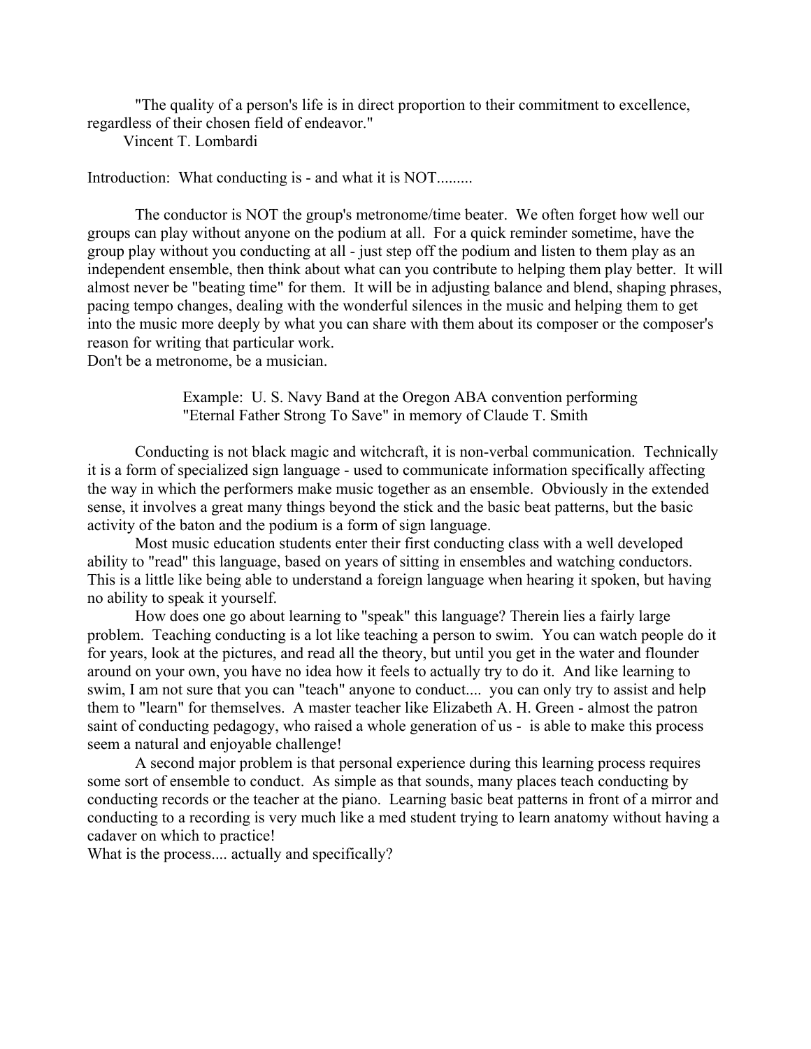"The quality of a person's life is in direct proportion to their commitment to excellence, regardless of their chosen field of endeavor."
Vincent T. Lombardi

Introduction: What conducting is - and what it is NOT.........

The conductor is NOT the group's metronome/time beater. We often forget how well our groups can play without anyone on the podium at all. For a quick reminder sometime, have the group play without you conducting at all - just step off the podium and listen to them play as an independent ensemble, then think about what can you contribute to helping them play better. It will almost never be "beating time" for them. It will be in adjusting balance and blend, shaping phrases, pacing tempo changes, dealing with the wonderful silences in the music and helping them to get into the music more deeply by what you can share with them about its composer or the composer's reason for writing that particular work.
Don't be a metronome, be a musician.

> Example: U. S. Navy Band at the Oregon ABA convention performing "Eternal Father Strong To Save" in memory of Claude T. Smith

Conducting is not black magic and witchcraft, it is non-verbal communication. Technically it is a form of specialized sign language - used to communicate information specifically affecting the way in which the performers make music together as an ensemble. Obviously in the extended sense, it involves a great many things beyond the stick and the basic beat patterns, but the basic activity of the baton and the podium is a form of sign language.

Most music education students enter their first conducting class with a well developed ability to "read" this language, based on years of sitting in ensembles and watching conductors. This is a little like being able to understand a foreign language when hearing it spoken, but having no ability to speak it yourself.

How does one go about learning to "speak" this language? Therein lies a fairly large problem. Teaching conducting is a lot like teaching a person to swim. You can watch people do it for years, look at the pictures, and read all the theory, but until you get in the water and flounder around on your own, you have no idea how it feels to actually try to do it. And like learning to swim, I am not sure that you can "teach" anyone to conduct.... you can only try to assist and help them to "learn" for themselves. A master teacher like Elizabeth A. H. Green - almost the patron saint of conducting pedagogy, who raised a whole generation of us - is able to make this process seem a natural and enjoyable challenge!

A second major problem is that personal experience during this learning process requires some sort of ensemble to conduct. As simple as that sounds, many places teach conducting by conducting records or the teacher at the piano. Learning basic beat patterns in front of a mirror and conducting to a recording is very much like a med student trying to learn anatomy without having a cadaver on which to practice!
What is the process.... actually and specifically?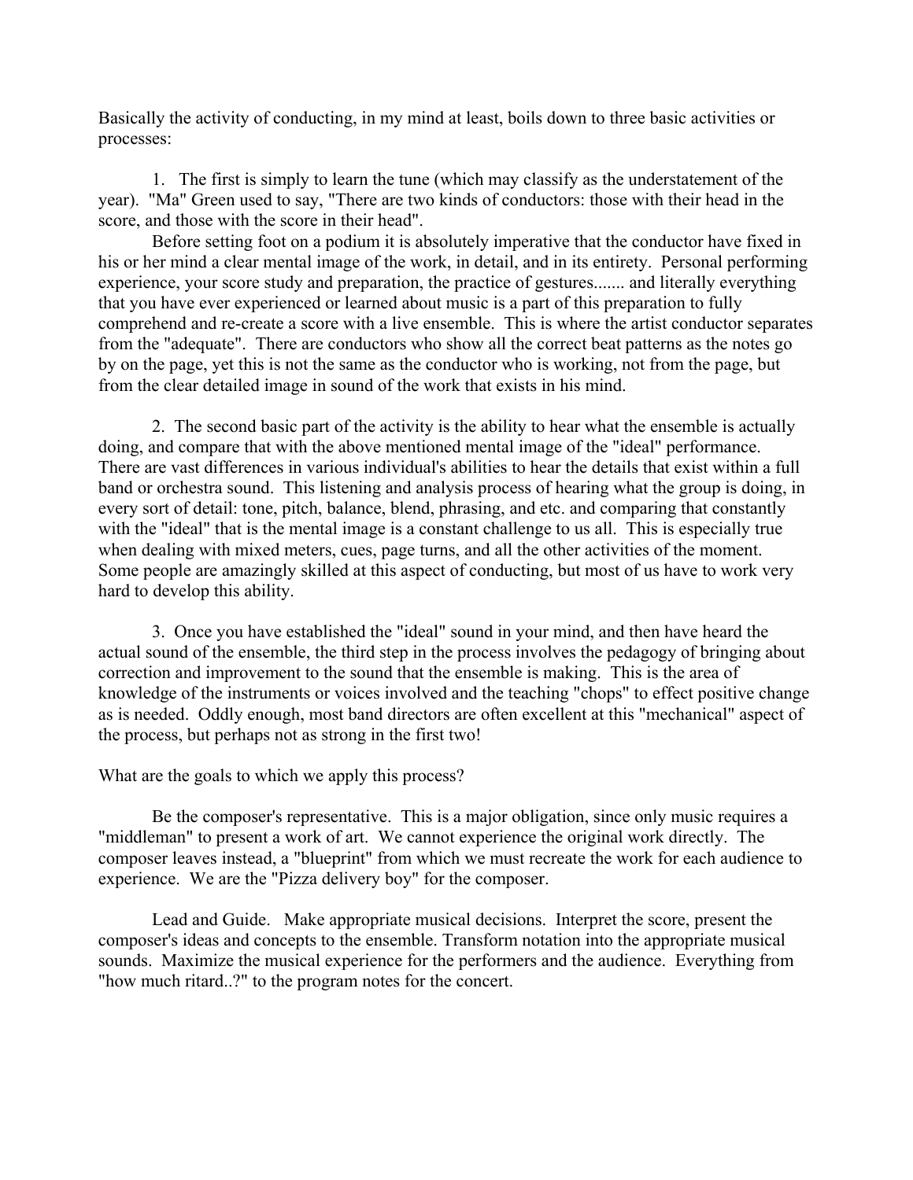Basically the activity of conducting, in my mind at least, boils down to three basic activities or processes:

1. The first is simply to learn the tune (which may classify as the understatement of the year). "Ma" Green used to say, "There are two kinds of conductors: those with their head in the score, and those with the score in their head".

Before setting foot on a podium it is absolutely imperative that the conductor have fixed in his or her mind a clear mental image of the work, in detail, and in its entirety. Personal performing experience, your score study and preparation, the practice of gestures....... and literally everything that you have ever experienced or learned about music is a part of this preparation to fully comprehend and re-create a score with a live ensemble. This is where the artist conductor separates from the "adequate". There are conductors who show all the correct beat patterns as the notes go by on the page, yet this is not the same as the conductor who is working, not from the page, but from the clear detailed image in sound of the work that exists in his mind.

2. The second basic part of the activity is the ability to hear what the ensemble is actually doing, and compare that with the above mentioned mental image of the "ideal" performance. There are vast differences in various individual's abilities to hear the details that exist within a full band or orchestra sound. This listening and analysis process of hearing what the group is doing, in every sort of detail: tone, pitch, balance, blend, phrasing, and etc. and comparing that constantly with the "ideal" that is the mental image is a constant challenge to us all. This is especially true when dealing with mixed meters, cues, page turns, and all the other activities of the moment. Some people are amazingly skilled at this aspect of conducting, but most of us have to work very hard to develop this ability.

3. Once you have established the "ideal" sound in your mind, and then have heard the actual sound of the ensemble, the third step in the process involves the pedagogy of bringing about correction and improvement to the sound that the ensemble is making. This is the area of knowledge of the instruments or voices involved and the teaching "chops" to effect positive change as is needed. Oddly enough, most band directors are often excellent at this "mechanical" aspect of the process, but perhaps not as strong in the first two!

What are the goals to which we apply this process?

Be the composer's representative. This is a major obligation, since only music requires a "middleman" to present a work of art. We cannot experience the original work directly. The composer leaves instead, a "blueprint" from which we must recreate the work for each audience to experience. We are the "Pizza delivery boy" for the composer.

Lead and Guide. Make appropriate musical decisions. Interpret the score, present the composer's ideas and concepts to the ensemble. Transform notation into the appropriate musical sounds. Maximize the musical experience for the performers and the audience. Everything from "how much ritard..?" to the program notes for the concert.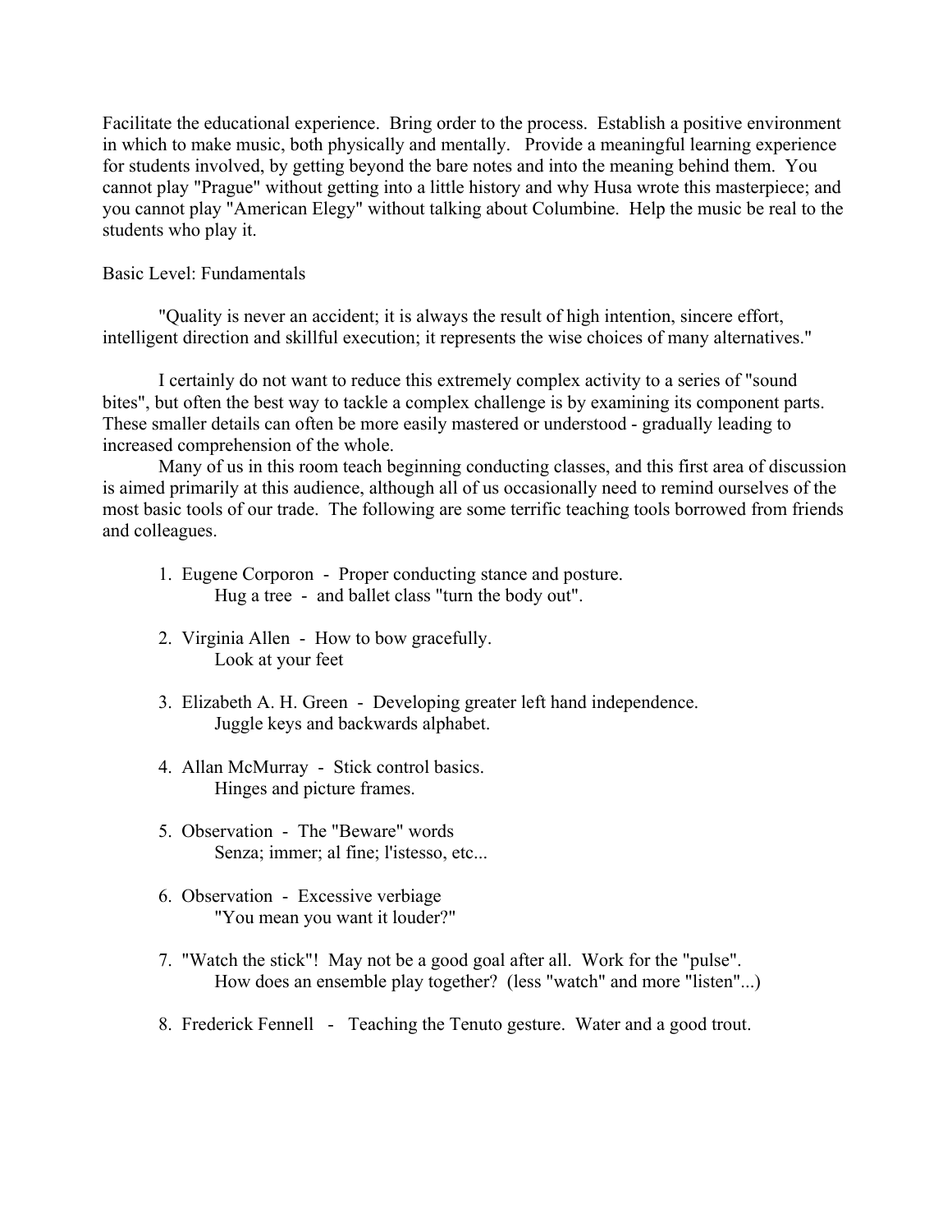Facilitate the educational experience. Bring order to the process. Establish a positive environment in which to make music, both physically and mentally. Provide a meaningful learning experience for students involved, by getting beyond the bare notes and into the meaning behind them. You cannot play "Prague" without getting into a little history and why Husa wrote this masterpiece; and you cannot play "American Elegy" without talking about Columbine. Help the music be real to the students who play it.

Basic Level: Fundamentals

"Quality is never an accident; it is always the result of high intention, sincere effort, intelligent direction and skillful execution; it represents the wise choices of many alternatives."

I certainly do not want to reduce this extremely complex activity to a series of "sound bites", but often the best way to tackle a complex challenge is by examining its component parts. These smaller details can often be more easily mastered or understood - gradually leading to increased comprehension of the whole.

Many of us in this room teach beginning conducting classes, and this first area of discussion is aimed primarily at this audience, although all of us occasionally need to remind ourselves of the most basic tools of our trade. The following are some terrific teaching tools borrowed from friends and colleagues.

1. Eugene Corporon - Proper conducting stance and posture.
   Hug a tree - and ballet class "turn the body out".

2. Virginia Allen - How to bow gracefully.
   Look at your feet

3. Elizabeth A. H. Green - Developing greater left hand independence.
   Juggle keys and backwards alphabet.

4. Allan McMurray - Stick control basics.
   Hinges and picture frames.

5. Observation - The "Beware" words
   Senza; immer; al fine; l'istesso, etc...

6. Observation - Excessive verbiage
   "You mean you want it louder?"

7. "Watch the stick"! May not be a good goal after all. Work for the "pulse".
   How does an ensemble play together? (less "watch" and more "listen"...)

8. Frederick Fennell - Teaching the Tenuto gesture. Water and a good trout.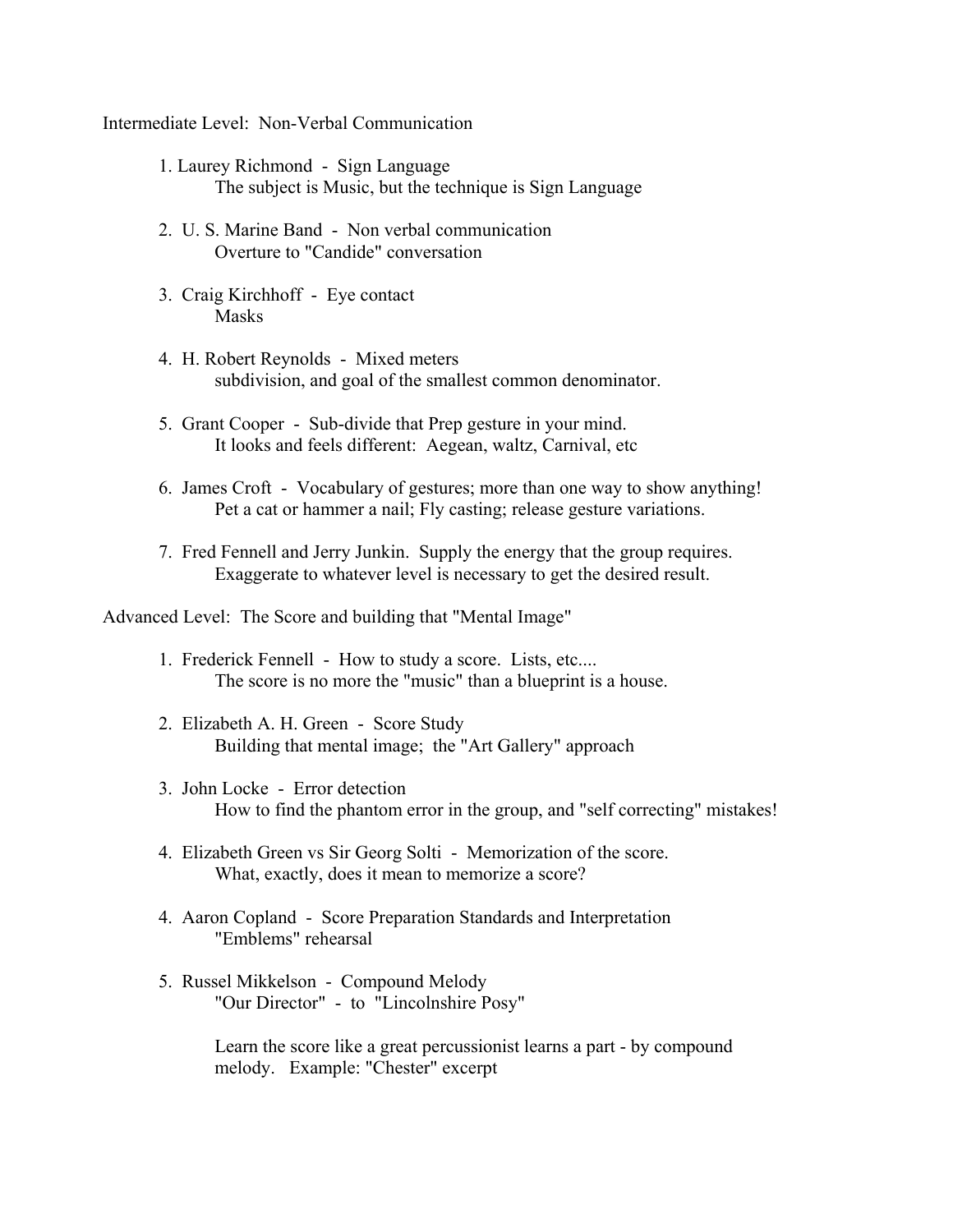Intermediate Level: Non-Verbal Communication

1. Laurey Richmond - Sign Language
   The subject is Music, but the technique is Sign Language

2. U. S. Marine Band - Non verbal communication
   Overture to "Candide" conversation

3. Craig Kirchhoff - Eye contact
   Masks

4. H. Robert Reynolds - Mixed meters
   subdivision, and goal of the smallest common denominator.

5. Grant Cooper - Sub-divide that Prep gesture in your mind.
   It looks and feels different: Aegean, waltz, Carnival, etc

6. James Croft - Vocabulary of gestures; more than one way to show anything!
   Pet a cat or hammer a nail; Fly casting; release gesture variations.

7. Fred Fennell and Jerry Junkin. Supply the energy that the group requires.
   Exaggerate to whatever level is necessary to get the desired result.

Advanced Level: The Score and building that "Mental Image"

1. Frederick Fennell - How to study a score. Lists, etc....
   The score is no more the "music" than a blueprint is a house.

2. Elizabeth A. H. Green - Score Study
   Building that mental image; the "Art Gallery" approach

3. John Locke - Error detection
   How to find the phantom error in the group, and "self correcting" mistakes!

4. Elizabeth Green vs Sir Georg Solti - Memorization of the score.
   What, exactly, does it mean to memorize a score?

4. Aaron Copland - Score Preparation Standards and Interpretation
   "Emblems" rehearsal

5. Russel Mikkelson - Compound Melody
   "Our Director" - to "Lincolnshire Posy"

   Learn the score like a great percussionist learns a part - by compound melody. Example: "Chester" excerpt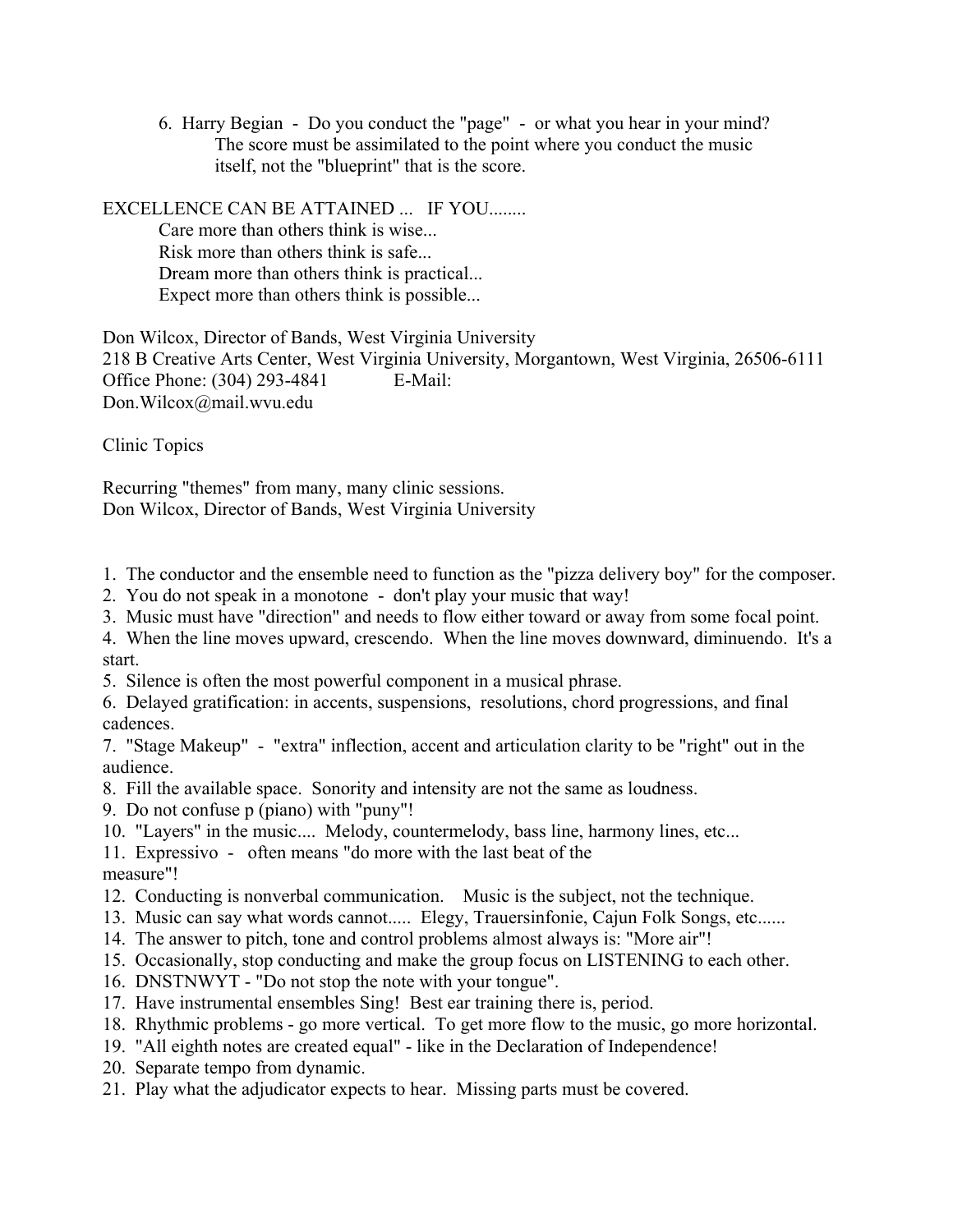6. Harry Begian - Do you conduct the "page" - or what you hear in your mind? The score must be assimilated to the point where you conduct the music itself, not the "blueprint" that is the score.

EXCELLENCE CAN BE ATTAINED ... IF YOU........

Care more than others think is wise...
Risk more than others think is safe...
Dream more than others think is practical...
Expect more than others think is possible...

Don Wilcox, Director of Bands, West Virginia University
218 B Creative Arts Center, West Virginia University, Morgantown, West Virginia, 26506-6111
Office Phone: (304) 293-4841 E-Mail:
Don.Wilcox@mail.wvu.edu

Clinic Topics

Recurring "themes" from many, many clinic sessions.
Don Wilcox, Director of Bands, West Virginia University

1. The conductor and the ensemble need to function as the "pizza delivery boy" for the composer.
2. You do not speak in a monotone - don't play your music that way!
3. Music must have "direction" and needs to flow either toward or away from some focal point.
4. When the line moves upward, crescendo. When the line moves downward, diminuendo. It's a start.
5. Silence is often the most powerful component in a musical phrase.
6. Delayed gratification: in accents, suspensions, resolutions, chord progressions, and final cadences.
7. "Stage Makeup" - "extra" inflection, accent and articulation clarity to be "right" out in the audience.
8. Fill the available space. Sonority and intensity are not the same as loudness.
9. Do not confuse p (piano) with "puny"!
10. "Layers" in the music.... Melody, countermelody, bass line, harmony lines, etc...
11. Expressivo - often means "do more with the last beat of the measure"!
12. Conducting is nonverbal communication. Music is the subject, not the technique.
13. Music can say what words cannot..... Elegy, Trauersinfonie, Cajun Folk Songs, etc......
14. The answer to pitch, tone and control problems almost always is: "More air"!
15. Occasionally, stop conducting and make the group focus on LISTENING to each other.
16. DNSTNWYT - "Do not stop the note with your tongue".
17. Have instrumental ensembles Sing! Best ear training there is, period.
18. Rhythmic problems - go more vertical. To get more flow to the music, go more horizontal.
19. "All eighth notes are created equal" - like in the Declaration of Independence!
20. Separate tempo from dynamic.
21. Play what the adjudicator expects to hear. Missing parts must be covered.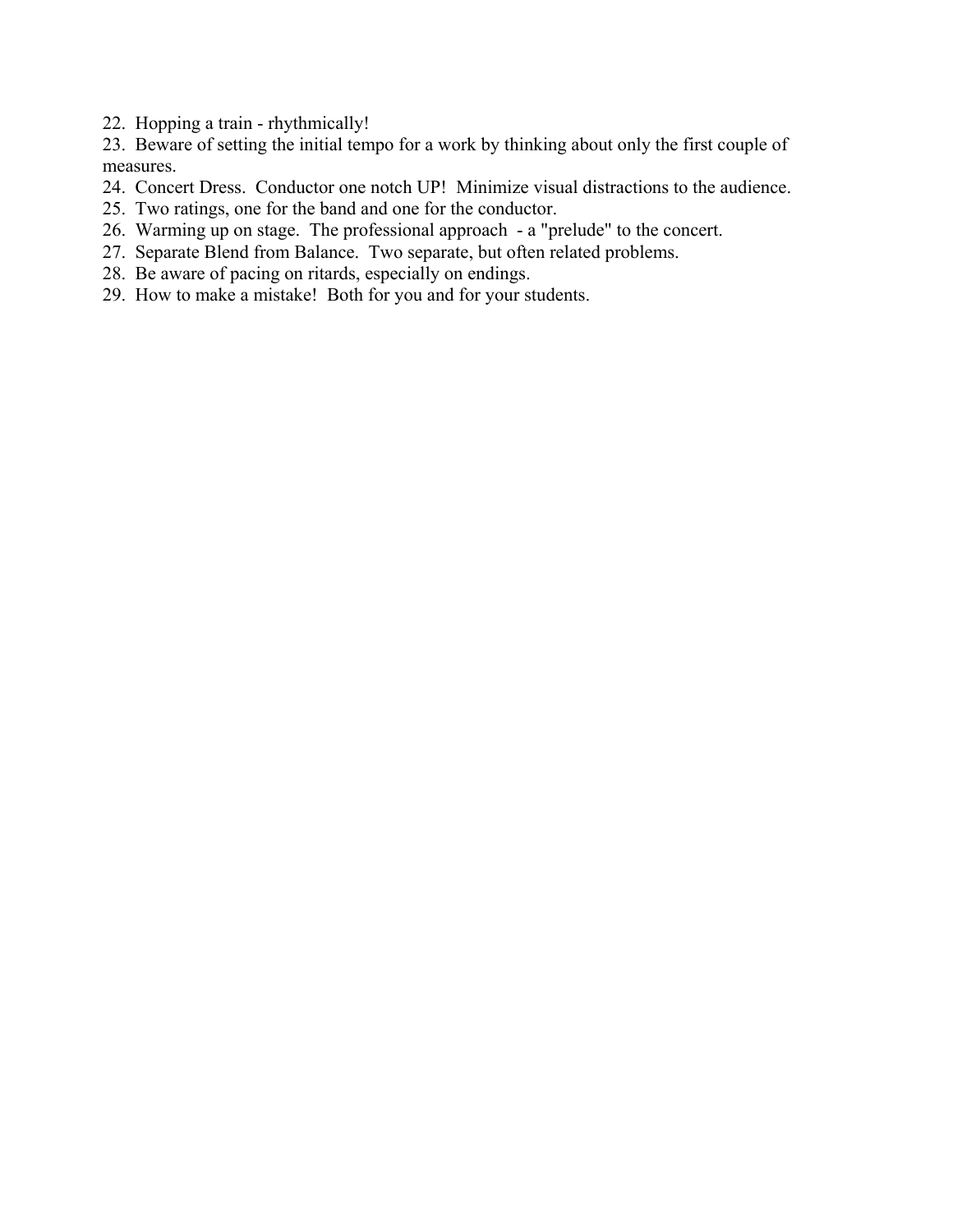22. Hopping a train - rhythmically!
23. Beware of setting the initial tempo for a work by thinking about only the first couple of measures.
24. Concert Dress. Conductor one notch UP! Minimize visual distractions to the audience.
25. Two ratings, one for the band and one for the conductor.
26. Warming up on stage. The professional approach - a "prelude" to the concert.
27. Separate Blend from Balance. Two separate, but often related problems.
28. Be aware of pacing on ritards, especially on endings.
29. How to make a mistake! Both for you and for your students.